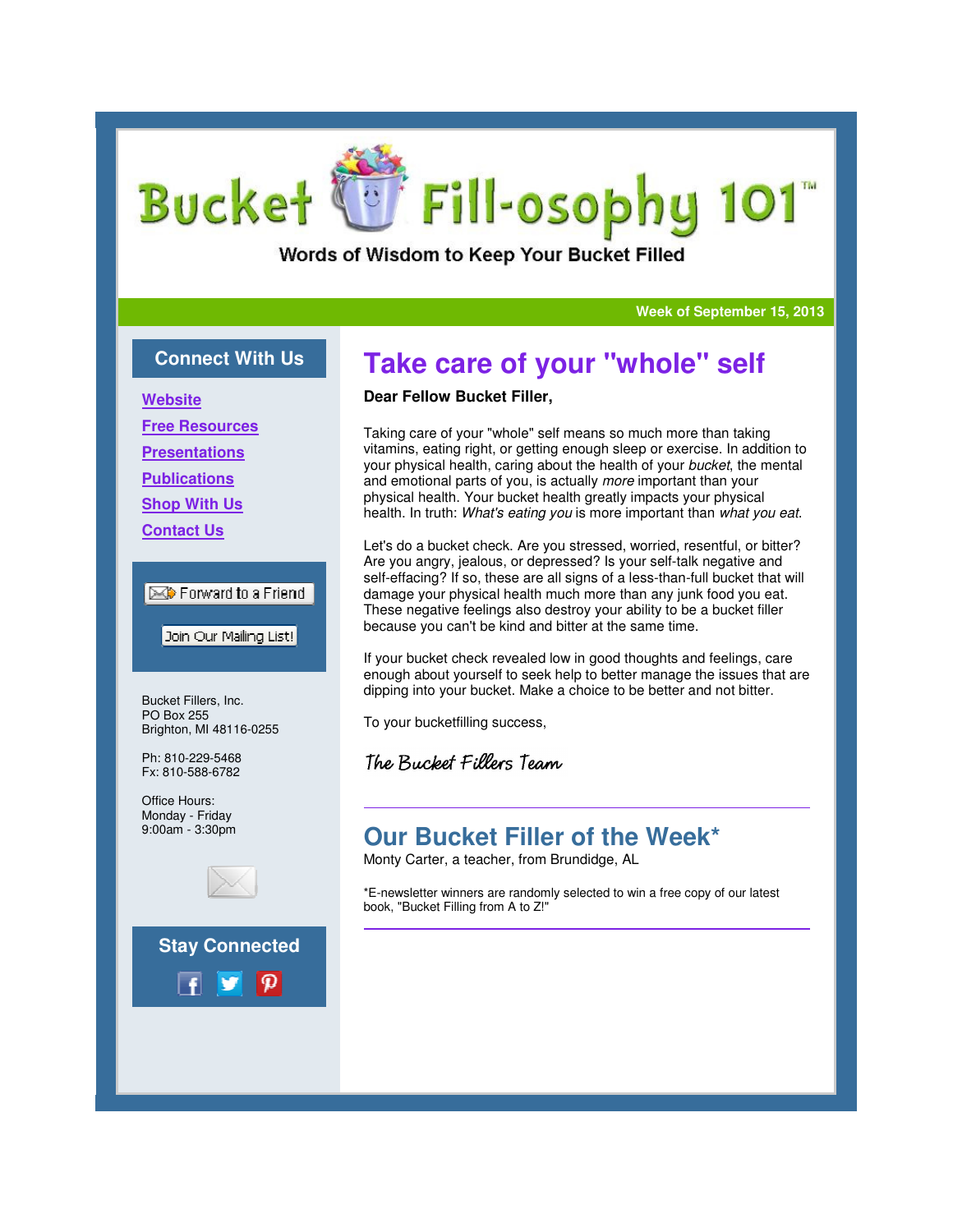# Bucket Fill-osophy 101™

Words of Wisdom to Keep Your Bucket Filled

Week of September 15, 2013

## Take care of your "whole" self

**Dear Fellow Bucket Filler,**

Taking care of your "whole" self means so much more than taking vitamins, eating right, or getting enough sleep or exercise. In addition to your physical health, caring about the health of your *bucket*, the mental and emotional parts of you, is actually *more* important than your physical health. Your bucket health greatly impacts your physical health. In truth: *What's eating you* is more important than *what you eat*.

Let's do a bucket check. Are you stressed, worried, resentful, or bitter? Are you angry, jealous, or depressed? Is your self-talk negative and self-effacing? If so, these are all signs of a less-than-full bucket that will damage your physical health much more than any junk food you eat. These negative feelings also destroy your ability to be a bucket filler because you can't be kind and bitter at the same time.

If your bucket check revealed low in good thoughts and feelings, care enough about yourself to seek help to better manage the issues that are dipping into your bucket. Make a choice to be better and not bitter.

To your bucketfilling success,

*The Bucket Fillers Team*

---

## Our Bucket Filler of the Week*

Monty Carter, a teacher, from Brundidge, AL

*E-newsletter winners are randomly selected to win a free copy of our latest book, "Bucket Filling from A to Z!"

---

### Connect With Us

- Website
- Free Resources
- Presentations
- Publications
- Shop With Us
- Contact Us

Forward to a Friend

Join Our Mailing List!

Bucket Fillers, Inc.
PO Box 255
Brighton, MI 48116-0255

Ph: 810-229-5468
Fx: 810-588-6782

Office Hours:
Monday - Friday
9:00am - 3:30pm

### Stay Connected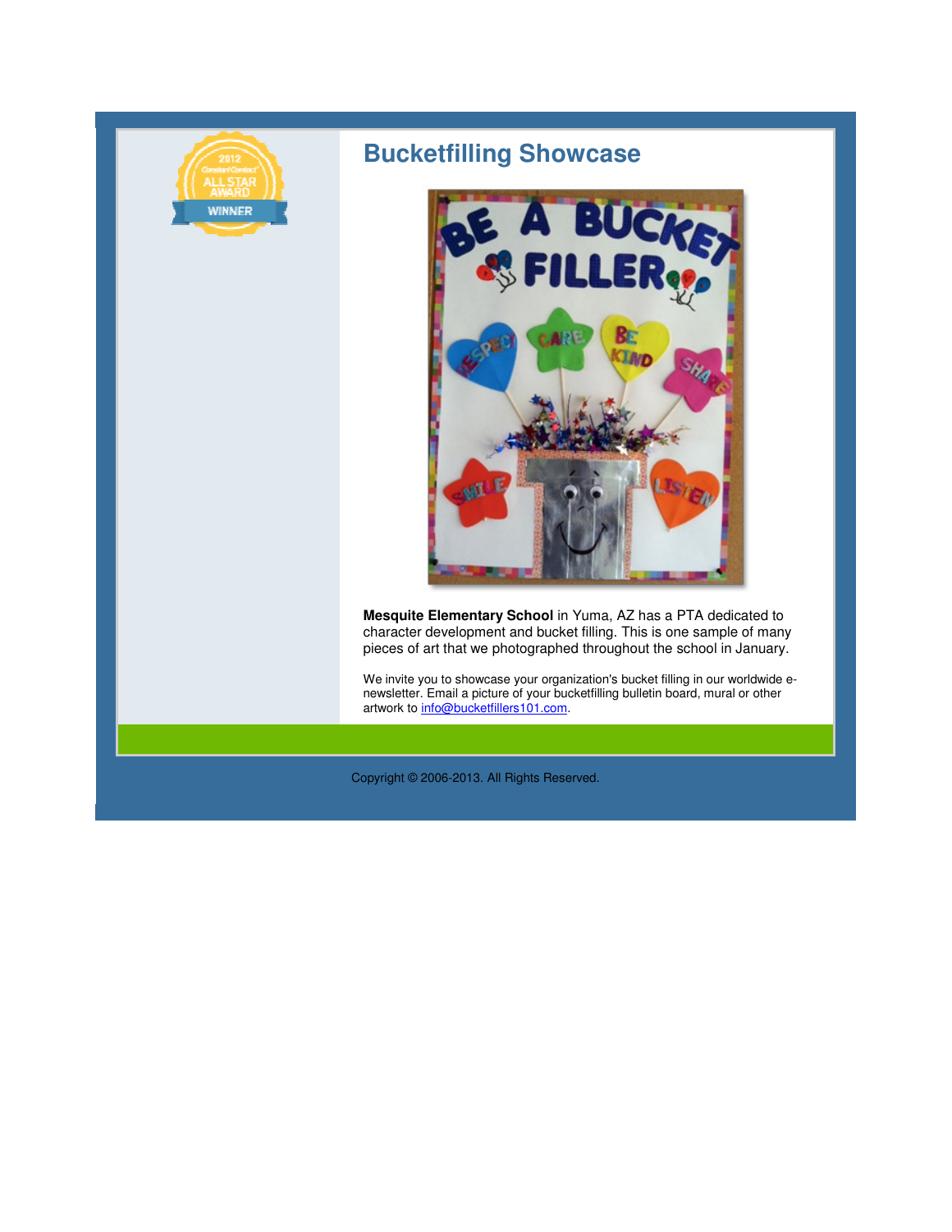## Bucketfilling Showcase

**Mesquite Elementary School** in Yuma, AZ has a PTA dedicated to character development and bucket filling. This is one sample of many pieces of art that we photographed throughout the school in January.

We invite you to showcase your organization's bucket filling in our worldwide e-newsletter. Email a picture of your bucketfilling bulletin board, mural or other artwork to info@bucketfillers101.com.

Copyright © 2006-2013. All Rights Reserved.